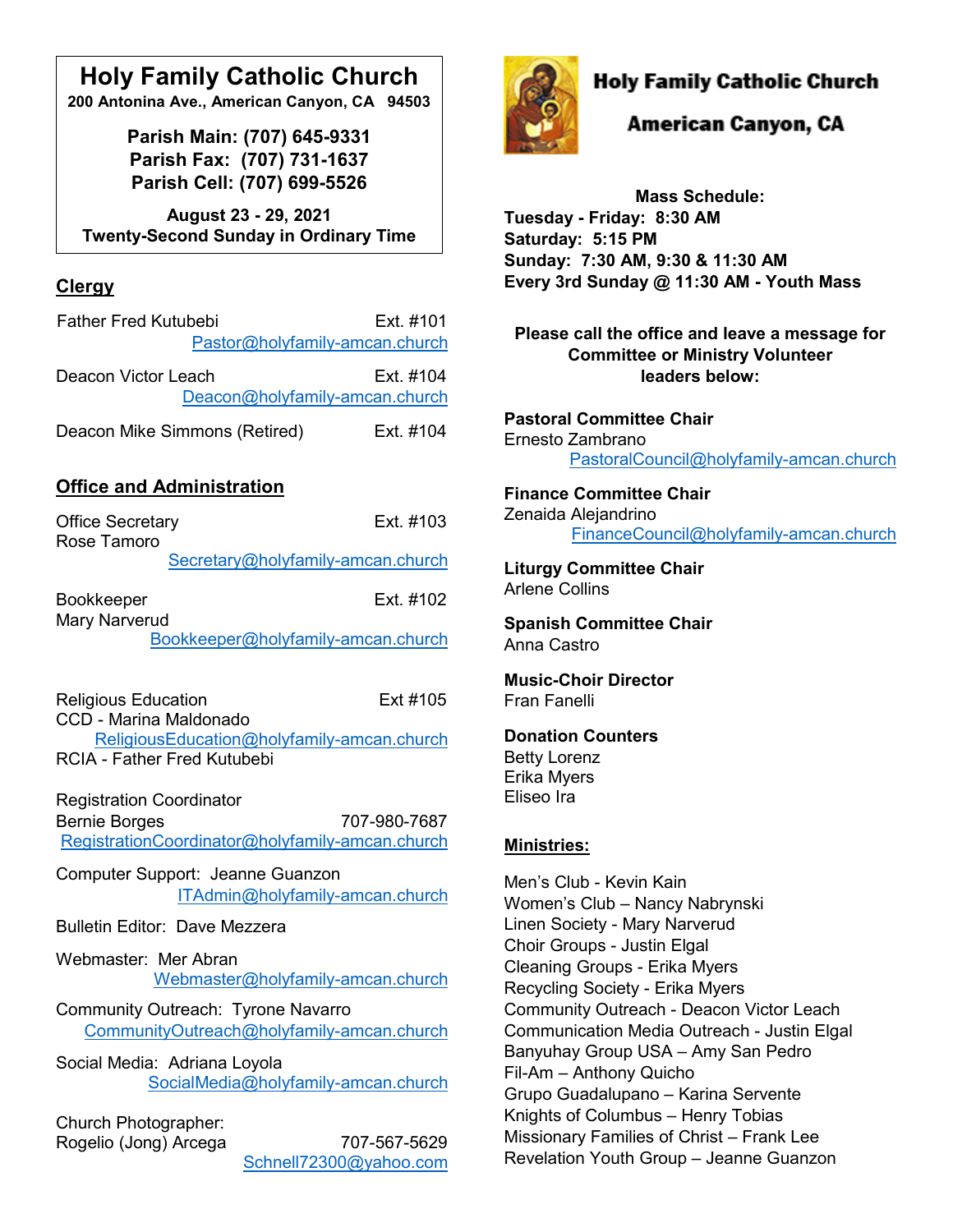# Holy Family Catholic Church

**200 Antonina Ave., American Canyon, CA 94503**

**Parish Main: (707) 645-9331**
**Parish Fax: (707) 731-1637**
**Parish Cell: (707) 699-5526**

**August 23 - 29, 2021**
**Twenty-Second Sunday in Ordinary Time**

## Clergy

Father Fred Kutubebi — Ext. #101
Pastor@holyfamily-amcan.church

Deacon Victor Leach — Ext. #104
Deacon@holyfamily-amcan.church

Deacon Mike Simmons (Retired) — Ext. #104

## Office and Administration

Office Secretary — Ext. #103
Rose Tamoro
Secretary@holyfamily-amcan.church

Bookkeeper — Ext. #102
Mary Narverud
Bookkeeper@holyfamily-amcan.church

Religious Education — Ext #105
CCD - Marina Maldonado
ReligiousEducation@holyfamily-amcan.church
RCIA - Father Fred Kutubebi

Registration Coordinator
Bernie Borges — 707-980-7687
RegistrationCoordinator@holyfamily-amcan.church

Computer Support: Jeanne Guanzon
ITAdmin@holyfamily-amcan.church

Bulletin Editor: Dave Mezzera

Webmaster: Mer Abran
Webmaster@holyfamily-amcan.church

Community Outreach: Tyrone Navarro
CommunityOutreach@holyfamily-amcan.church

Social Media: Adriana Loyola
SocialMedia@holyfamily-amcan.church

Church Photographer:
Rogelio (Jong) Arcega — 707-567-5629
Schnell72300@yahoo.com

# Holy Family Catholic Church
## American Canyon, CA

**Mass Schedule:**
**Tuesday - Friday: 8:30 AM**
**Saturday: 5:15 PM**
**Sunday: 7:30 AM, 9:30 & 11:30 AM**
**Every 3rd Sunday @ 11:30 AM - Youth Mass**

**Please call the office and leave a message for Committee or Ministry Volunteer leaders below:**

**Pastoral Committee Chair**
Ernesto Zambrano
PastoralCouncil@holyfamily-amcan.church

**Finance Committee Chair**
Zenaida Alejandrino
FinanceCouncil@holyfamily-amcan.church

**Liturgy Committee Chair**
Arlene Collins

**Spanish Committee Chair**
Anna Castro

**Music-Choir Director**
Fran Fanelli

**Donation Counters**
Betty Lorenz
Erika Myers
Eliseo Ira

## Ministries:

Men's Club - Kevin Kain
Women's Club – Nancy Nabrynski
Linen Society - Mary Narverud
Choir Groups - Justin Elgal
Cleaning Groups - Erika Myers
Recycling Society - Erika Myers
Community Outreach - Deacon Victor Leach
Communication Media Outreach - Justin Elgal
Banyuhay Group USA – Amy San Pedro
Fil-Am – Anthony Quicho
Grupo Guadalupano – Karina Servente
Knights of Columbus – Henry Tobias
Missionary Families of Christ – Frank Lee
Revelation Youth Group – Jeanne Guanzon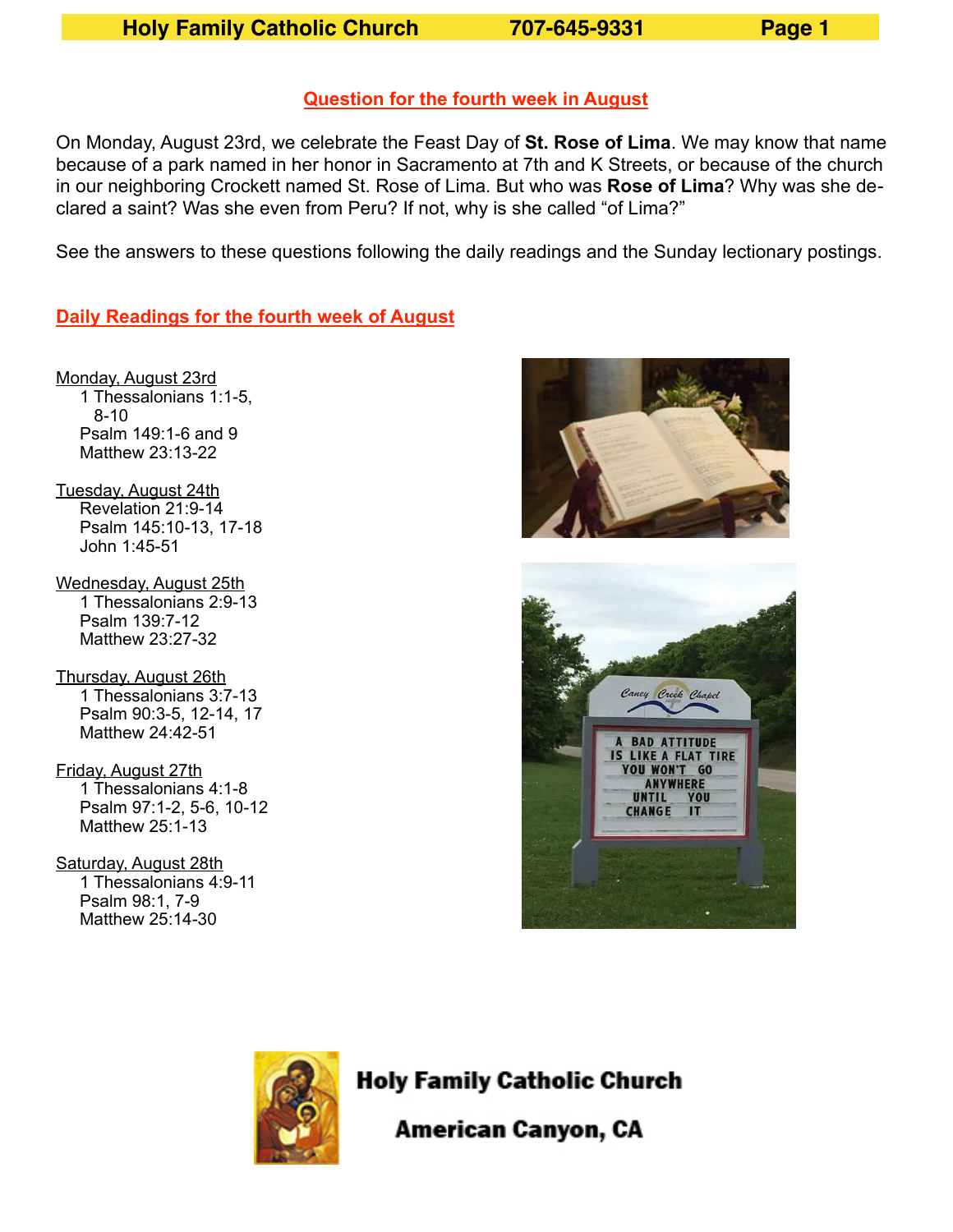## Question for the fourth week in August

On Monday, August 23rd, we celebrate the Feast Day of **St. Rose of Lima**. We may know that name because of a park named in her honor in Sacramento at 7th and K Streets, or because of the church in our neighboring Crockett named St. Rose of Lima. But who was **Rose of Lima**? Why was she declared a saint? Was she even from Peru? If not, why is she called "of Lima?"

See the answers to these questions following the daily readings and the Sunday lectionary postings.

## Daily Readings for the fourth week of August

Monday, August 23rd
- 1 Thessalonians 1:1-5, 8-10
- Psalm 149:1-6 and 9
- Matthew 23:13-22

Tuesday, August 24th
- Revelation 21:9-14
- Psalm 145:10-13, 17-18
- John 1:45-51

Wednesday, August 25th
- 1 Thessalonians 2:9-13
- Psalm 139:7-12
- Matthew 23:27-32

Thursday, August 26th
- 1 Thessalonians 3:7-13
- Psalm 90:3-5, 12-14, 17
- Matthew 24:42-51

Friday, August 27th
- 1 Thessalonians 4:1-8
- Psalm 97:1-2, 5-6, 10-12
- Matthew 25:1-13

Saturday, August 28th
- 1 Thessalonians 4:9-11
- Psalm 98:1, 7-9
- Matthew 25:14-30

**Holy Family Catholic Church**

**American Canyon, CA**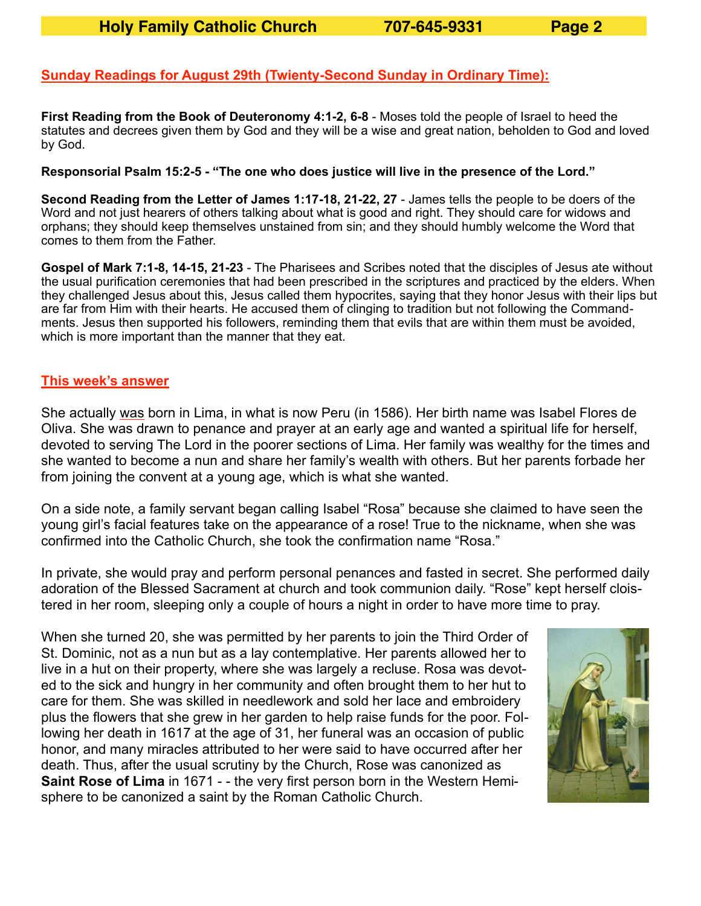## Sunday Readings for August 29th (Twienty-Second Sunday in Ordinary Time):

**First Reading from the Book of Deuteronomy 4:1-2, 6-8** - Moses told the people of Israel to heed the statutes and decrees given them by God and they will be a wise and great nation, beholden to God and loved by God.

**Responsorial Psalm 15:2-5 - "The one who does justice will live in the presence of the Lord."**

**Second Reading from the Letter of James 1:17-18, 21-22, 27** - James tells the people to be doers of the Word and not just hearers of others talking about what is good and right. They should care for widows and orphans; they should keep themselves unstained from sin; and they should humbly welcome the Word that comes to them from the Father.

**Gospel of Mark 7:1-8, 14-15, 21-23** - The Pharisees and Scribes noted that the disciples of Jesus ate without the usual purification ceremonies that had been prescribed in the scriptures and practiced by the elders. When they challenged Jesus about this, Jesus called them hypocrites, saying that they honor Jesus with their lips but are far from Him with their hearts. He accused them of clinging to tradition but not following the Commandments. Jesus then supported his followers, reminding them that evils that are within them must be avoided, which is more important than the manner that they eat.

## This week's answer

She actually was born in Lima, in what is now Peru (in 1586). Her birth name was Isabel Flores de Oliva. She was drawn to penance and prayer at an early age and wanted a spiritual life for herself, devoted to serving The Lord in the poorer sections of Lima. Her family was wealthy for the times and she wanted to become a nun and share her family's wealth with others. But her parents forbade her from joining the convent at a young age, which is what she wanted.

On a side note, a family servant began calling Isabel "Rosa" because she claimed to have seen the young girl's facial features take on the appearance of a rose! True to the nickname, when she was confirmed into the Catholic Church, she took the confirmation name "Rosa."

In private, she would pray and perform personal penances and fasted in secret. She performed daily adoration of the Blessed Sacrament at church and took communion daily. "Rose" kept herself cloistered in her room, sleeping only a couple of hours a night in order to have more time to pray.

When she turned 20, she was permitted by her parents to join the Third Order of St. Dominic, not as a nun but as a lay contemplative. Her parents allowed her to live in a hut on their property, where she was largely a recluse. Rosa was devoted to the sick and hungry in her community and often brought them to her hut to care for them. She was skilled in needlework and sold her lace and embroidery plus the flowers that she grew in her garden to help raise funds for the poor. Following her death in 1617 at the age of 31, her funeral was an occasion of public honor, and many miracles attributed to her were said to have occurred after her death. Thus, after the usual scrutiny by the Church, Rose was canonized as **Saint Rose of Lima** in 1671 - - the very first person born in the Western Hemisphere to be canonized a saint by the Roman Catholic Church.